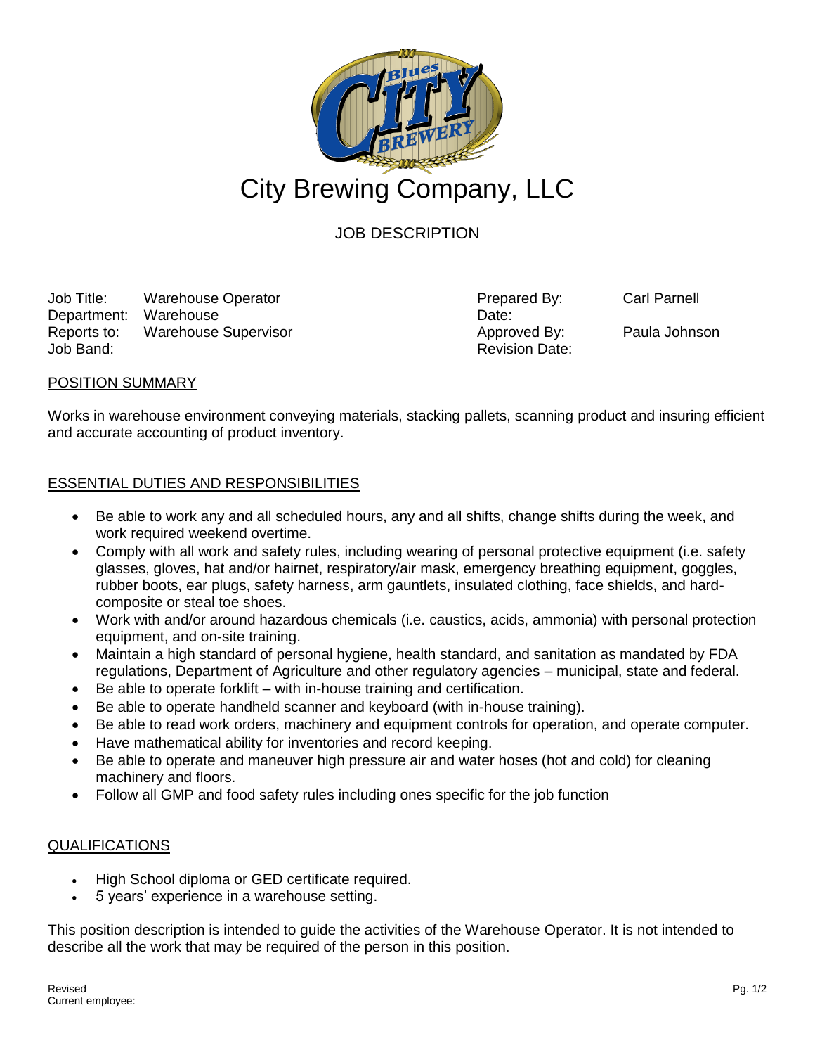# City Brewing Company, LLC

## JOB DESCRIPTION

| | | | |
|---|---|---|---|
| Job Title: | Warehouse Operator | Prepared By: | Carl Parnell |
| Department: | Warehouse | Date: | |
| Reports to: | Warehouse Supervisor | Approved By: | Paula Johnson |
| Job Band: | | Revision Date: | |

### POSITION SUMMARY

Works in warehouse environment conveying materials, stacking pallets, scanning product and insuring efficient and accurate accounting of product inventory.

### ESSENTIAL DUTIES AND RESPONSIBILITIES

- Be able to work any and all scheduled hours, any and all shifts, change shifts during the week, and work required weekend overtime.
- Comply with all work and safety rules, including wearing of personal protective equipment (i.e. safety glasses, gloves, hat and/or hairnet, respiratory/air mask, emergency breathing equipment, goggles, rubber boots, ear plugs, safety harness, arm gauntlets, insulated clothing, face shields, and hard-composite or steal toe shoes.
- Work with and/or around hazardous chemicals (i.e. caustics, acids, ammonia) with personal protection equipment, and on-site training.
- Maintain a high standard of personal hygiene, health standard, and sanitation as mandated by FDA regulations, Department of Agriculture and other regulatory agencies – municipal, state and federal.
- Be able to operate forklift – with in-house training and certification.
- Be able to operate handheld scanner and keyboard (with in-house training).
- Be able to read work orders, machinery and equipment controls for operation, and operate computer.
- Have mathematical ability for inventories and record keeping.
- Be able to operate and maneuver high pressure air and water hoses (hot and cold) for cleaning machinery and floors.
- Follow all GMP and food safety rules including ones specific for the job function

### QUALIFICATIONS

- High School diploma or GED certificate required.
- 5 years' experience in a warehouse setting.

This position description is intended to guide the activities of the Warehouse Operator. It is not intended to describe all the work that may be required of the person in this position.

Revised
Current employee: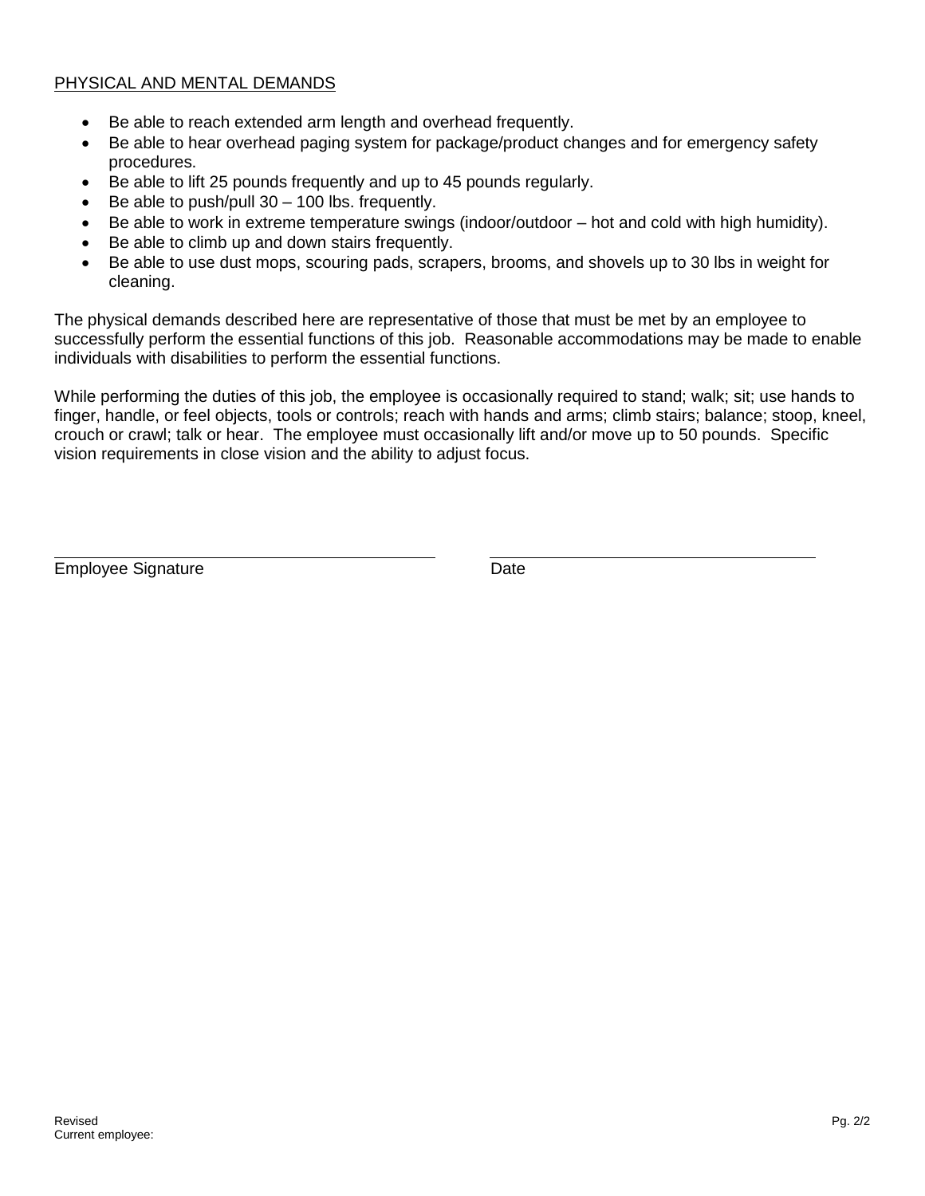<u>PHYSICAL AND MENTAL DEMANDS</u>

- Be able to reach extended arm length and overhead frequently.
- Be able to hear overhead paging system for package/product changes and for emergency safety procedures.
- Be able to lift 25 pounds frequently and up to 45 pounds regularly.
- Be able to push/pull 30 – 100 lbs. frequently.
- Be able to work in extreme temperature swings (indoor/outdoor – hot and cold with high humidity).
- Be able to climb up and down stairs frequently.
- Be able to use dust mops, scouring pads, scrapers, brooms, and shovels up to 30 lbs in weight for cleaning.

The physical demands described here are representative of those that must be met by an employee to successfully perform the essential functions of this job. Reasonable accommodations may be made to enable individuals with disabilities to perform the essential functions.

While performing the duties of this job, the employee is occasionally required to stand; walk; sit; use hands to finger, handle, or feel objects, tools or controls; reach with hands and arms; climb stairs; balance; stoop, kneel, crouch or crawl; talk or hear. The employee must occasionally lift and/or move up to 50 pounds. Specific vision requirements in close vision and the ability to adjust focus.

______________________________________ ______________________________________

Employee Signature Date

Revised
Current employee: